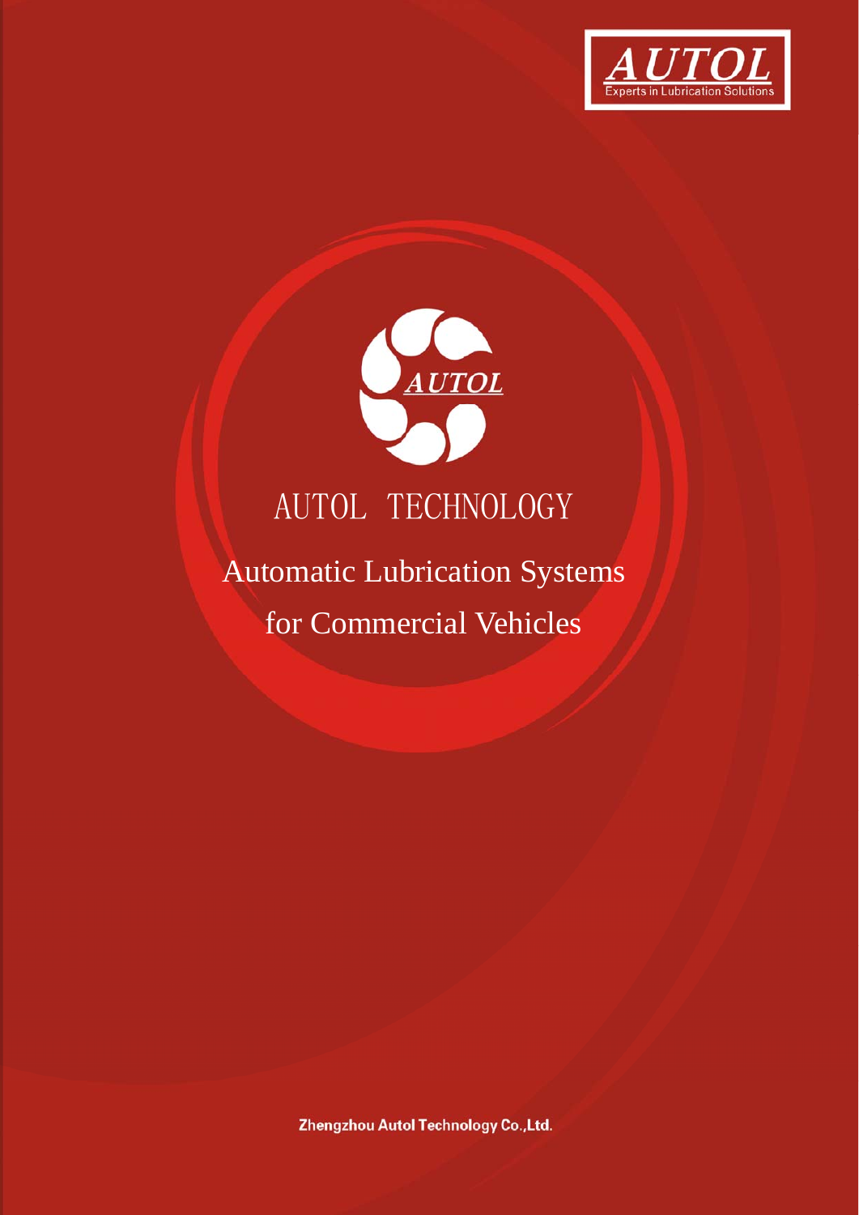AUTOL

Experts in Lubrication Solutions

AUTOL

# AUTOL TECHNOLOGY

## Automatic Lubrication Systems for Commercial Vehicles

**Zhengzhou Autol Technology Co.,Ltd.**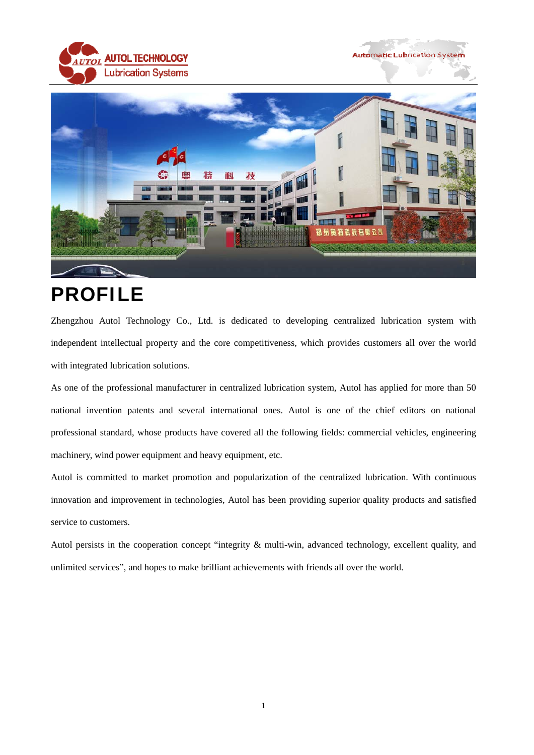# PROFILE

Zhengzhou Autol Technology Co., Ltd. is dedicated to developing centralized lubrication system with independent intellectual property and the core competitiveness, which provides customers all over the world with integrated lubrication solutions.

As one of the professional manufacturer in centralized lubrication system, Autol has applied for more than 50 national invention patents and several international ones. Autol is one of the chief editors on national professional standard, whose products have covered all the following fields: commercial vehicles, engineering machinery, wind power equipment and heavy equipment, etc.

Autol is committed to market promotion and popularization of the centralized lubrication. With continuous innovation and improvement in technologies, Autol has been providing superior quality products and satisfied service to customers.

Autol persists in the cooperation concept "integrity & multi-win, advanced technology, excellent quality, and unlimited services", and hopes to make brilliant achievements with friends all over the world.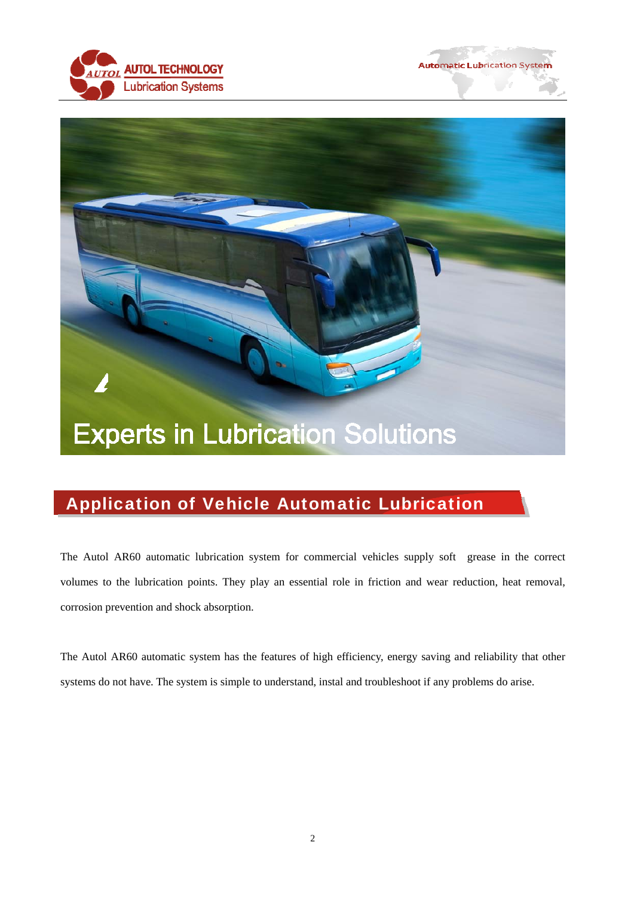Experts in Lubrication Solutions

## Application of Vehicle Automatic Lubrication

The Autol AR60 automatic lubrication system for commercial vehicles supply soft grease in the correct volumes to the lubrication points. They play an essential role in friction and wear reduction, heat removal, corrosion prevention and shock absorption.

The Autol AR60 automatic system has the features of high efficiency, energy saving and reliability that other systems do not have. The system is simple to understand, instal and troubleshoot if any problems do arise.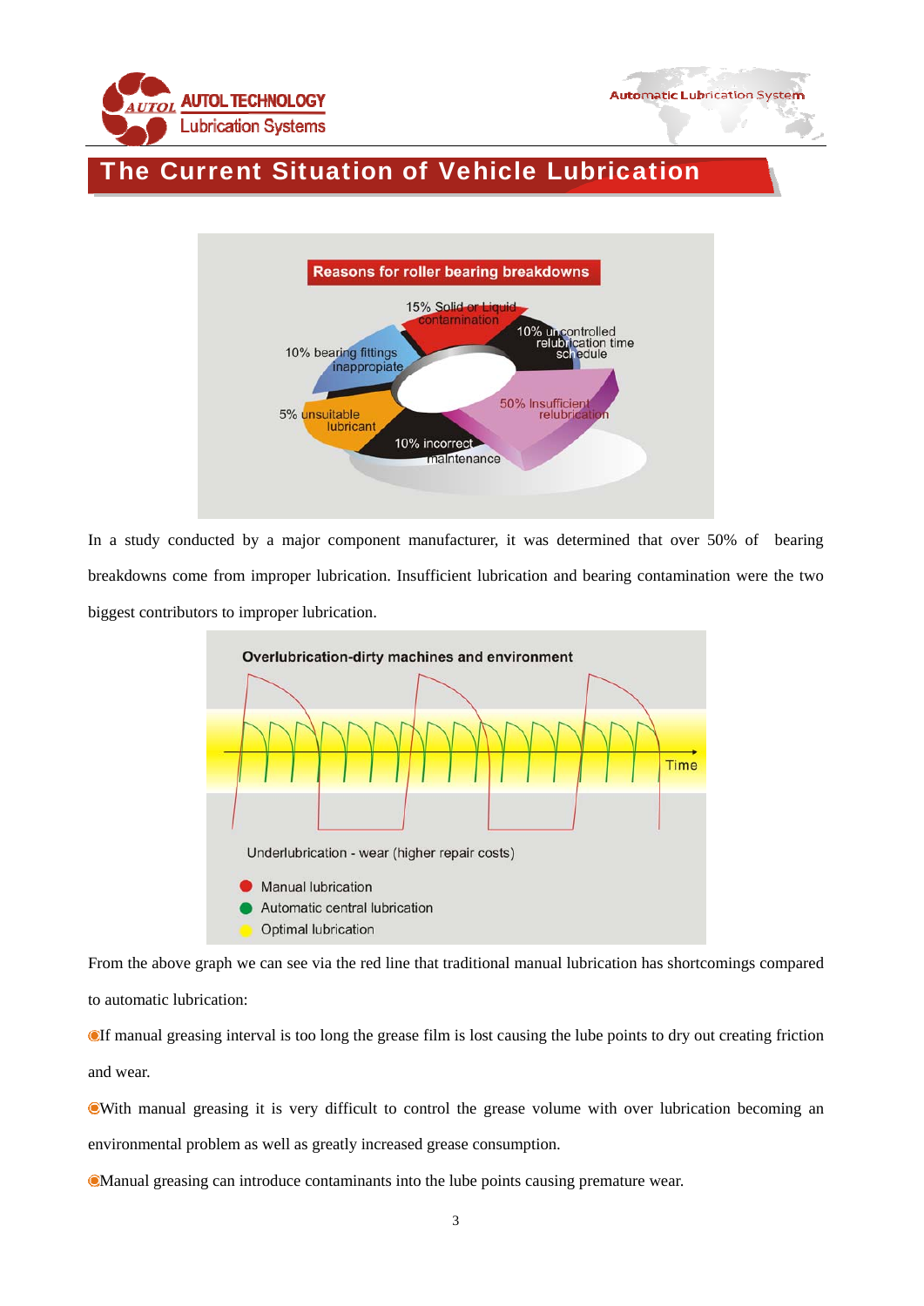# The Current Situation of Vehicle Lubrication

**Reasons for roller bearing breakdowns**

- 15% Solid or Liquid contamination
- 10% uncontrolled relubrication time schedule
- 50% Insufficient relubrication
- 10% incorrect maintenance
- 5% unsuitable lubricant
- 10% bearing fittings inappropriate

In a study conducted by a major component manufacturer, it was determined that over 50% of bearing breakdowns come from improper lubrication. Insufficient lubrication and bearing contamination were the two biggest contributors to improper lubrication.

**Overlubrication-dirty machines and environment**

Time

Underlubrication - wear (higher repair costs)

- Manual lubrication
- Automatic central lubrication
- Optimal lubrication

From the above graph we can see via the red line that traditional manual lubrication has shortcomings compared to automatic lubrication:

- If manual greasing interval is too long the grease film is lost causing the lube points to dry out creating friction and wear.
- With manual greasing it is very difficult to control the grease volume with over lubrication becoming an environmental problem as well as greatly increased grease consumption.
- Manual greasing can introduce contaminants into the lube points causing premature wear.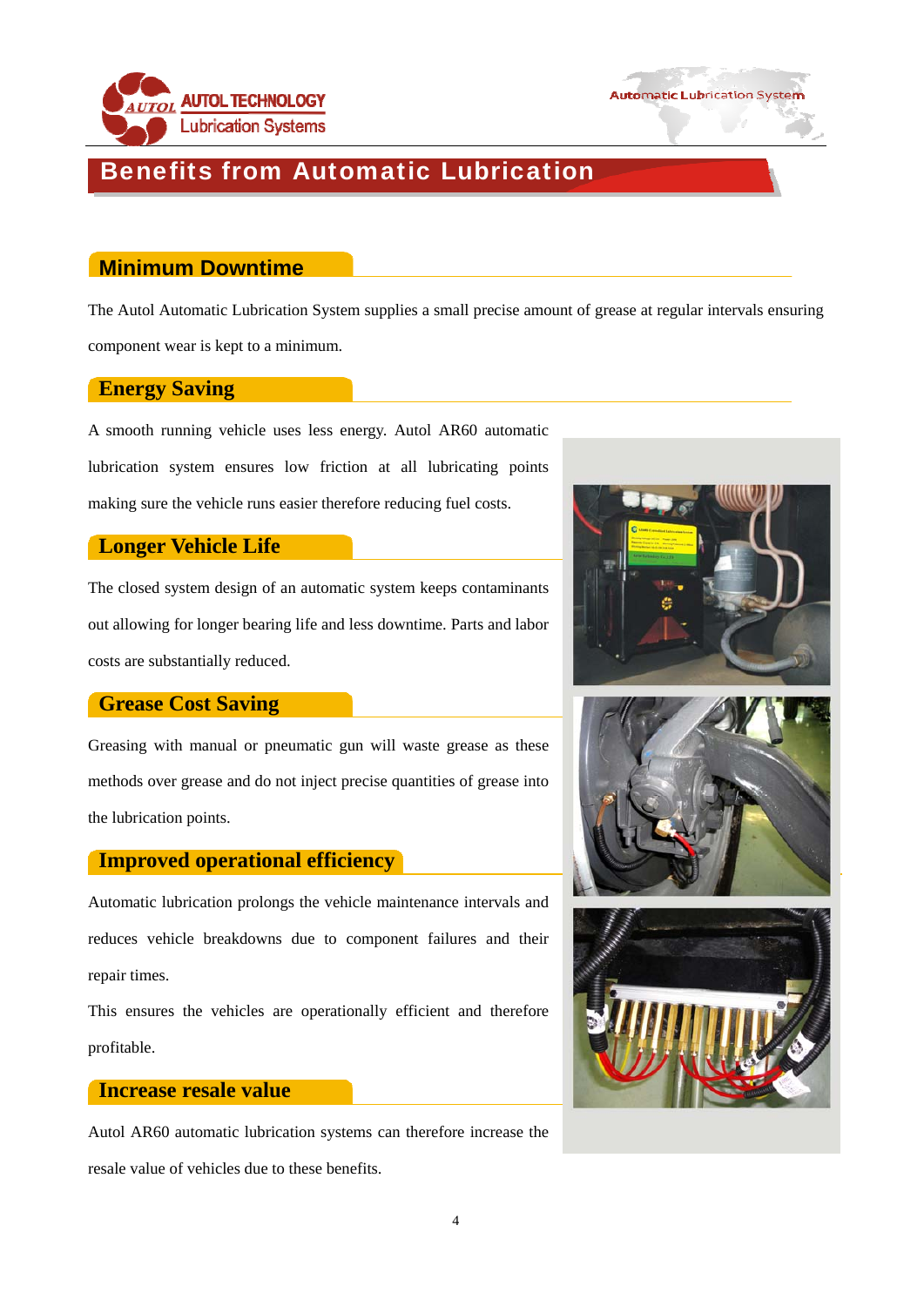# Benefits from Automatic Lubrication

## Minimum Downtime

The Autol Automatic Lubrication System supplies a small precise amount of grease at regular intervals ensuring component wear is kept to a minimum.

## Energy Saving

A smooth running vehicle uses less energy. Autol AR60 automatic lubrication system ensures low friction at all lubricating points making sure the vehicle runs easier therefore reducing fuel costs.

## Longer Vehicle Life

The closed system design of an automatic system keeps contaminants out allowing for longer bearing life and less downtime. Parts and labor costs are substantially reduced.

## Grease Cost Saving

Greasing with manual or pneumatic gun will waste grease as these methods over grease and do not inject precise quantities of grease into the lubrication points.

## Improved operational efficiency

Automatic lubrication prolongs the vehicle maintenance intervals and reduces vehicle breakdowns due to component failures and their repair times.

This ensures the vehicles are operationally efficient and therefore profitable.

## Increase resale value

Autol AR60 automatic lubrication systems can therefore increase the resale value of vehicles due to these benefits.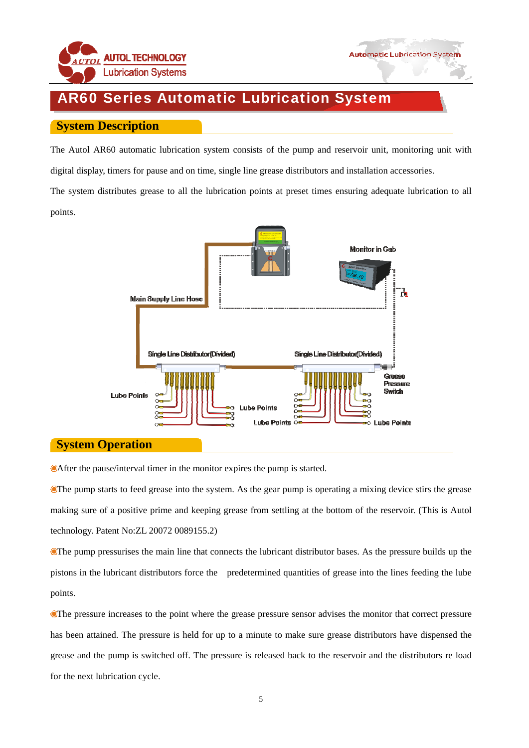# AR60 Series Automatic Lubrication System

## System Description

The Autol AR60 automatic lubrication system consists of the pump and reservoir unit, monitoring unit with digital display, timers for pause and on time, single line grease distributors and installation accessories.

The system distributes grease to all the lubrication points at preset times ensuring adequate lubrication to all points.

Monitor in Cab

Main Supply Line Hose

Single Line Distributor(Divided)

Single Line Distributor(Divided)

Grease Pressure Switch

Lube Points

Lube Points

Lube Points

Lube Points

## System Operation

- After the pause/interval timer in the monitor expires the pump is started.
- The pump starts to feed grease into the system. As the gear pump is operating a mixing device stirs the grease making sure of a positive prime and keeping grease from settling at the bottom of the reservoir. (This is Autol technology. Patent No:ZL 20072 0089155.2)
- The pump pressurises the main line that connects the lubricant distributor bases. As the pressure builds up the pistons in the lubricant distributors force the predetermined quantities of grease into the lines feeding the lube points.
- The pressure increases to the point where the grease pressure sensor advises the monitor that correct pressure has been attained. The pressure is held for up to a minute to make sure grease distributors have dispensed the grease and the pump is switched off. The pressure is released back to the reservoir and the distributors re load for the next lubrication cycle.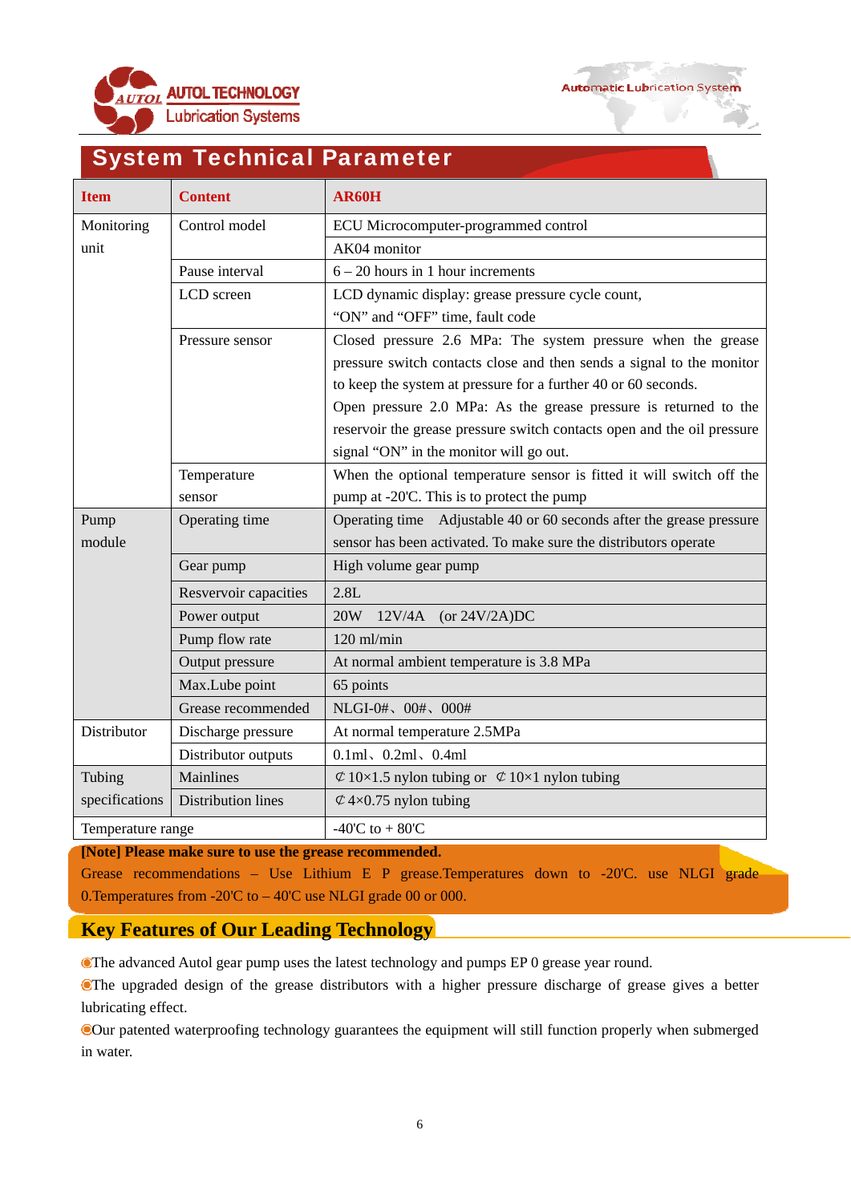## System Technical Parameter

| Item | Content | AR60H |
|---|---|---|
| Monitoring unit | Control model | ECU Microcomputer-programmed control |
| | | AK04 monitor |
| | Pause interval | 6 – 20 hours in 1 hour increments |
| | LCD screen | LCD dynamic display: grease pressure cycle count, “ON” and “OFF” time, fault code |
| | Pressure sensor | Closed pressure 2.6 MPa: The system pressure when the grease pressure switch contacts close and then sends a signal to the monitor to keep the system at pressure for a further 40 or 60 seconds. Open pressure 2.0 MPa: As the grease pressure is returned to the reservoir the grease pressure switch contacts open and the oil pressure signal “ON” in the monitor will go out. |
| | Temperature sensor | When the optional temperature sensor is fitted it will switch off the pump at -20'C. This is to protect the pump |
| Pump module | Operating time | Operating time Adjustable 40 or 60 seconds after the grease pressure sensor has been activated. To make sure the distributors operate |
| | Gear pump | High volume gear pump |
| | Resvervoir capacities | 2.8L |
| | Power output | 20W 12V/4A (or 24V/2A)DC |
| | Pump flow rate | 120 ml/min |
| | Output pressure | At normal ambient temperature is 3.8 MPa |
| | Max.Lube point | 65 points |
| | Grease recommended | NLGI-0#、00#、000# |
| Distributor | Discharge pressure | At normal temperature 2.5MPa |
| | Distributor outputs | 0.1ml、0.2ml、0.4ml |
| Tubing specifications | Mainlines | ⊄10×1.5 nylon tubing or ⊄10×1 nylon tubing |
| | Distribution lines | ⊄4×0.75 nylon tubing |
| Temperature range | | -40'C to + 80'C |

**[Note] Please make sure to use the grease recommended.**
Grease recommendations – Use Lithium E P grease.Temperatures down to -20'C. use NLGI grade 0.Temperatures from -20'C to – 40'C use NLGI grade 00 or 000.

## Key Features of Our Leading Technology

- The advanced Autol gear pump uses the latest technology and pumps EP 0 grease year round.
- The upgraded design of the grease distributors with a higher pressure discharge of grease gives a better lubricating effect.
- Our patented waterproofing technology guarantees the equipment will still function properly when submerged in water.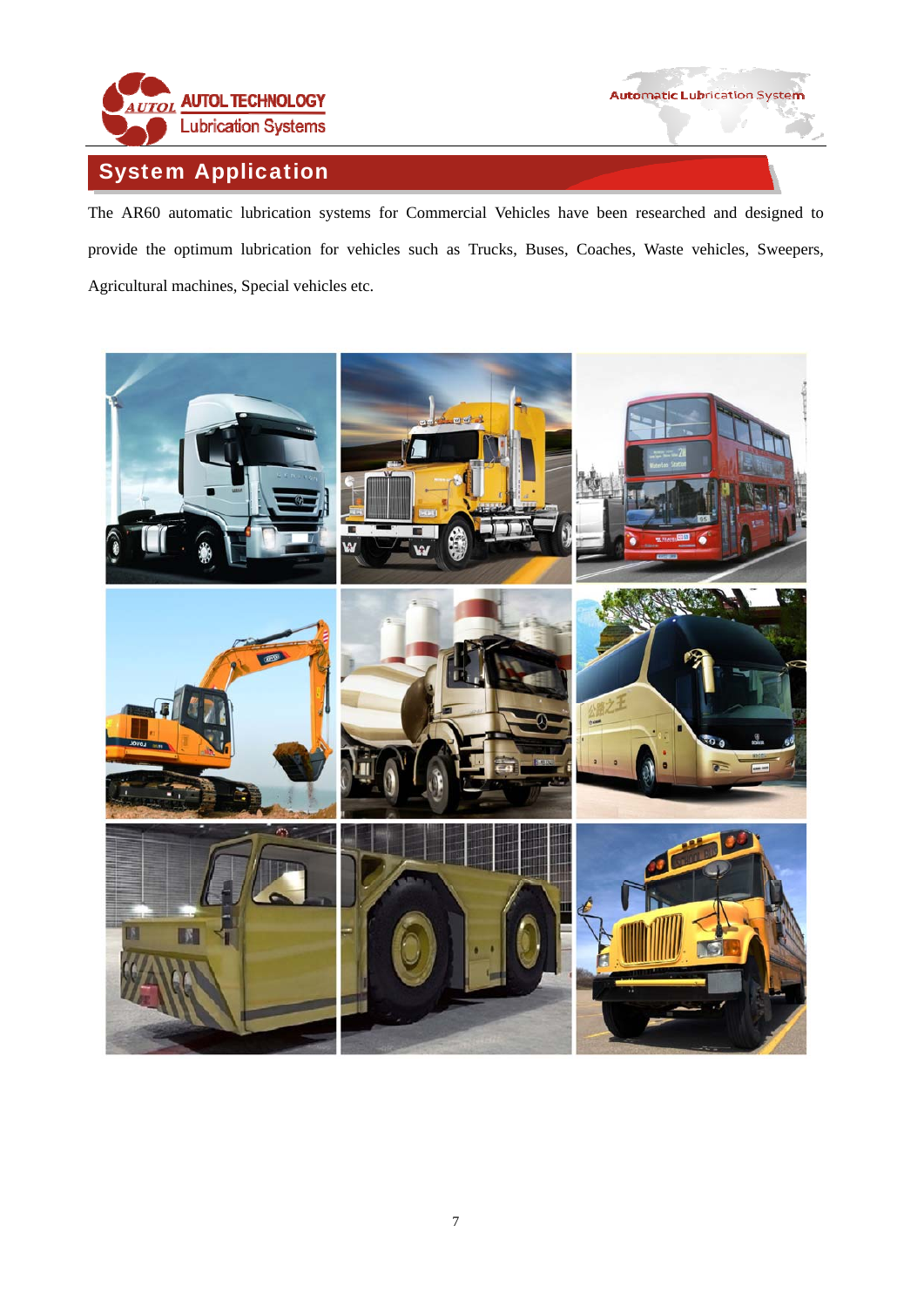## System Application

The AR60 automatic lubrication systems for Commercial Vehicles have been researched and designed to provide the optimum lubrication for vehicles such as Trucks, Buses, Coaches, Waste vehicles, Sweepers, Agricultural machines, Special vehicles etc.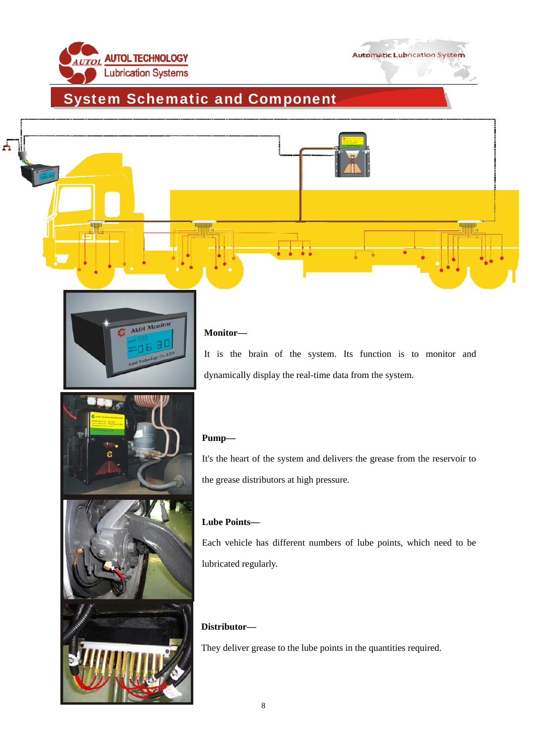## System Schematic and Component

**Monitor—**

It is the brain of the system. Its function is to monitor and dynamically display the real-time data from the system.

**Pump—**

It's the heart of the system and delivers the grease from the reservoir to the grease distributors at high pressure.

**Lube Points—**

Each vehicle has different numbers of lube points, which need to be lubricated regularly.

**Distributor—**

They deliver grease to the lube points in the quantities required.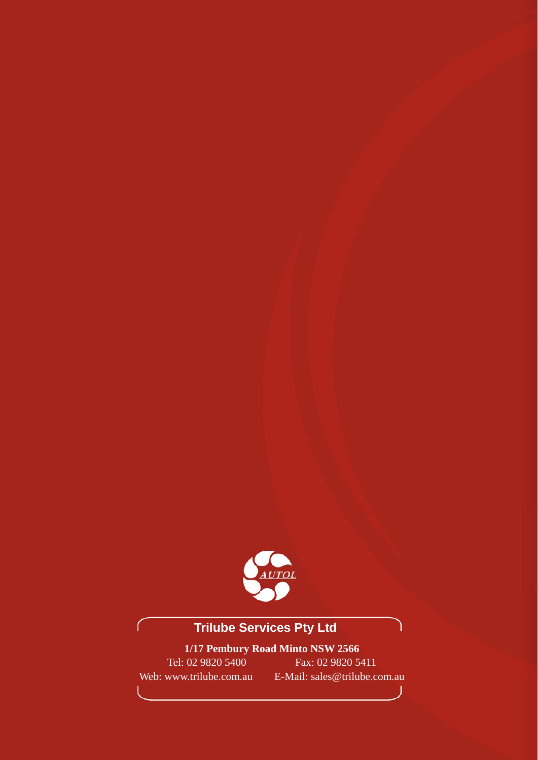AUTOL

**Trilube Services Pty Ltd**

**1/17 Pembury Road Minto NSW 2566**

Tel: 02 9820 5400 Fax: 02 9820 5411

Web: www.trilube.com.au E-Mail: sales@trilube.com.au